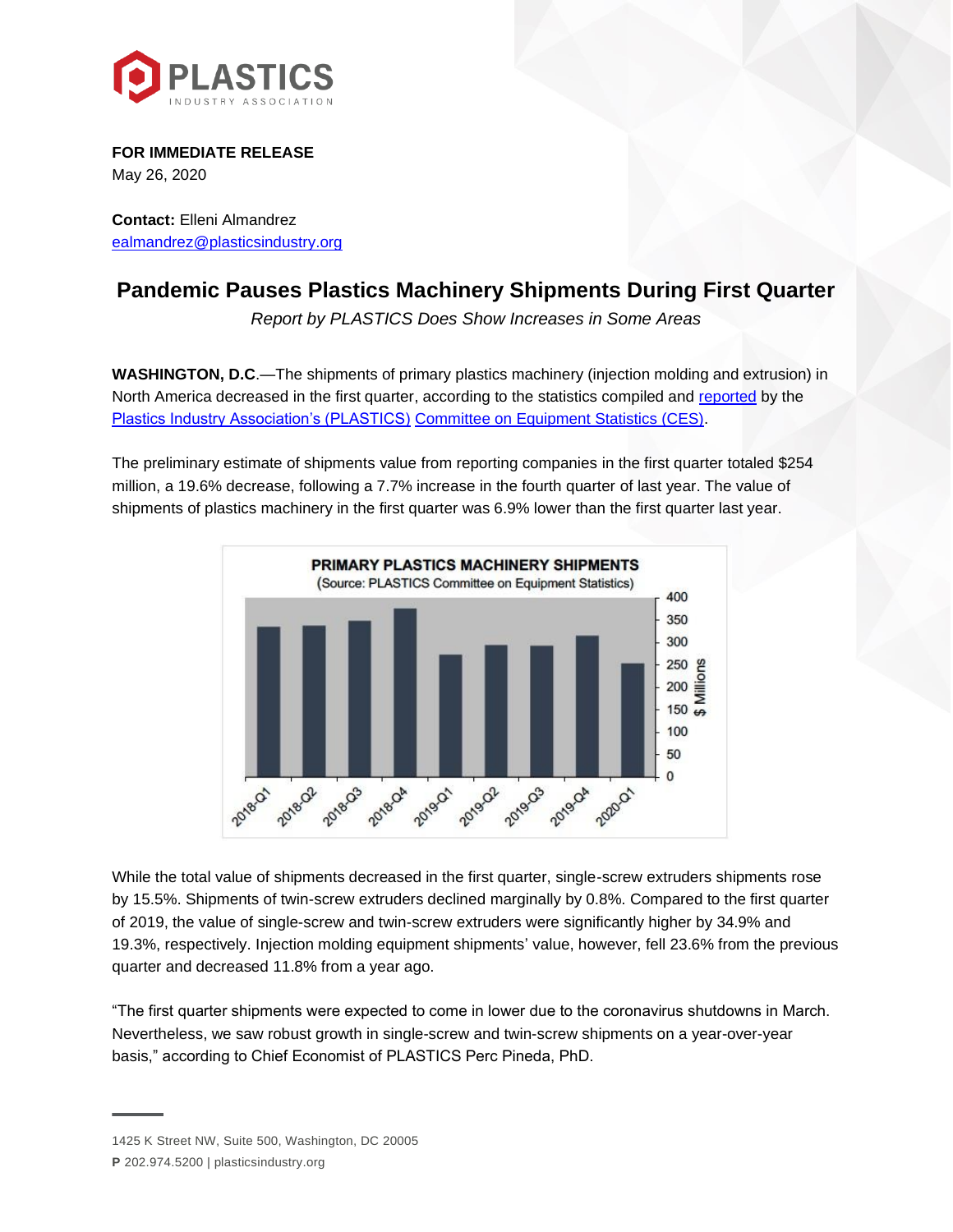FOR IMMEDIATE RELEASE
May 26, 2020

**Contact:** Elleni Almandrez
ealmandrez@plasticsindustry.org

# Pandemic Pauses Plastics Machinery Shipments During First Quarter

*Report by PLASTICS Does Show Increases in Some Areas*

**WASHINGTON, D.C**.—The shipments of primary plastics machinery (injection molding and extrusion) in North America decreased in the first quarter, according to the statistics compiled and reported by the Plastics Industry Association's (PLASTICS) Committee on Equipment Statistics (CES).

The preliminary estimate of shipments value from reporting companies in the first quarter totaled $254 million, a 19.6% decrease, following a 7.7% increase in the fourth quarter of last year. The value of shipments of plastics machinery in the first quarter was 6.9% lower than the first quarter last year.

While the total value of shipments decreased in the first quarter, single-screw extruders shipments rose by 15.5%. Shipments of twin-screw extruders declined marginally by 0.8%. Compared to the first quarter of 2019, the value of single-screw and twin-screw extruders were significantly higher by 34.9% and 19.3%, respectively. Injection molding equipment shipments' value, however, fell 23.6% from the previous quarter and decreased 11.8% from a year ago.

"The first quarter shipments were expected to come in lower due to the coronavirus shutdowns in March. Nevertheless, we saw robust growth in single-screw and twin-screw shipments on a year-over-year basis," according to Chief Economist of PLASTICS Perc Pineda, PhD.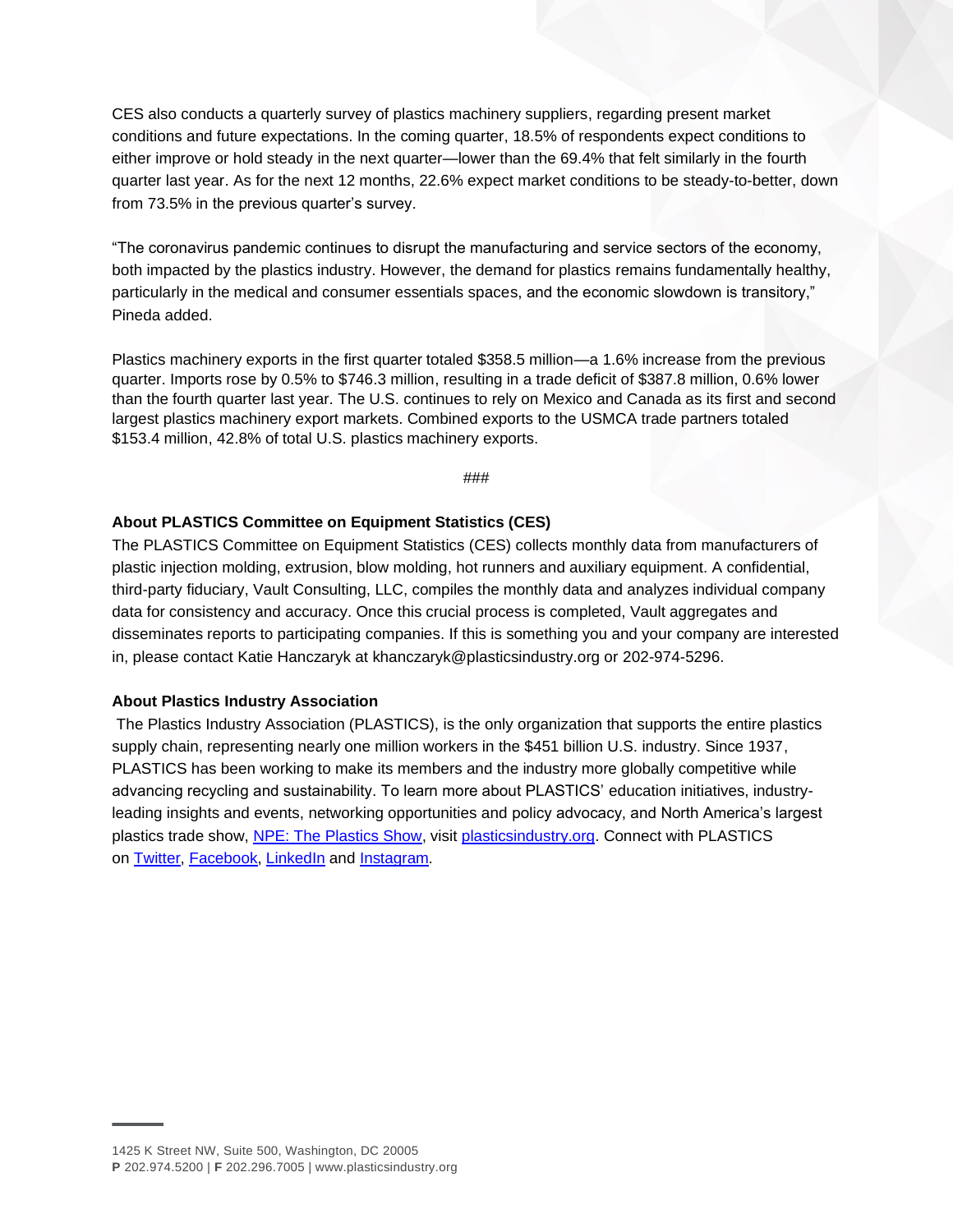CES also conducts a quarterly survey of plastics machinery suppliers, regarding present market conditions and future expectations. In the coming quarter, 18.5% of respondents expect conditions to either improve or hold steady in the next quarter—lower than the 69.4% that felt similarly in the fourth quarter last year. As for the next 12 months, 22.6% expect market conditions to be steady-to-better, down from 73.5% in the previous quarter's survey.

"The coronavirus pandemic continues to disrupt the manufacturing and service sectors of the economy, both impacted by the plastics industry. However, the demand for plastics remains fundamentally healthy, particularly in the medical and consumer essentials spaces, and the economic slowdown is transitory," Pineda added.

Plastics machinery exports in the first quarter totaled $358.5 million—a 1.6% increase from the previous quarter. Imports rose by 0.5% to $746.3 million, resulting in a trade deficit of $387.8 million, 0.6% lower than the fourth quarter last year. The U.S. continues to rely on Mexico and Canada as its first and second largest plastics machinery export markets. Combined exports to the USMCA trade partners totaled $153.4 million, 42.8% of total U.S. plastics machinery exports.

###

**About PLASTICS Committee on Equipment Statistics (CES)**

The PLASTICS Committee on Equipment Statistics (CES) collects monthly data from manufacturers of plastic injection molding, extrusion, blow molding, hot runners and auxiliary equipment. A confidential, third-party fiduciary, Vault Consulting, LLC, compiles the monthly data and analyzes individual company data for consistency and accuracy. Once this crucial process is completed, Vault aggregates and disseminates reports to participating companies. If this is something you and your company are interested in, please contact Katie Hanczaryk at khanczaryk@plasticsindustry.org or 202-974-5296.

**About Plastics Industry Association**

The Plastics Industry Association (PLASTICS), is the only organization that supports the entire plastics supply chain, representing nearly one million workers in the $451 billion U.S. industry. Since 1937, PLASTICS has been working to make its members and the industry more globally competitive while advancing recycling and sustainability. To learn more about PLASTICS' education initiatives, industry-leading insights and events, networking opportunities and policy advocacy, and North America's largest plastics trade show, NPE: The Plastics Show, visit plasticsindustry.org. Connect with PLASTICS on Twitter, Facebook, LinkedIn and Instagram.

1425 K Street NW, Suite 500, Washington, DC 20005
**P** 202.974.5200 | **F** 202.296.7005 | www.plasticsindustry.org